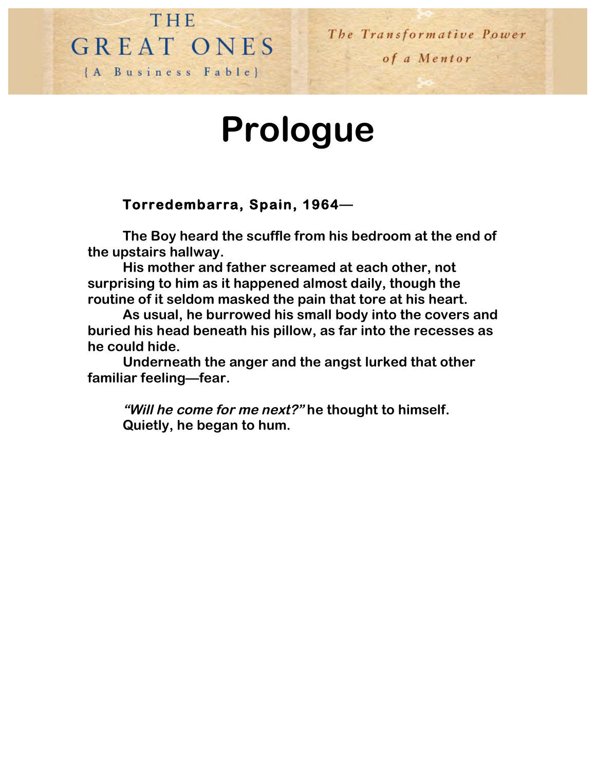# Prologue

**Torredembarra, Spain, 1964—**

**The Boy heard the scuffle from his bedroom at the end of the upstairs hallway.**

**His mother and father screamed at each other, not surprising to him as it happened almost daily, though the routine of it seldom masked the pain that tore at his heart.**

**As usual, he burrowed his small body into the covers and buried his head beneath his pillow, as far into the recesses as he could hide.**

**Underneath the anger and the angst lurked that other familiar feeling—fear.**

***"Will he come for me next?"* he thought to himself.**

**Quietly, he began to hum.**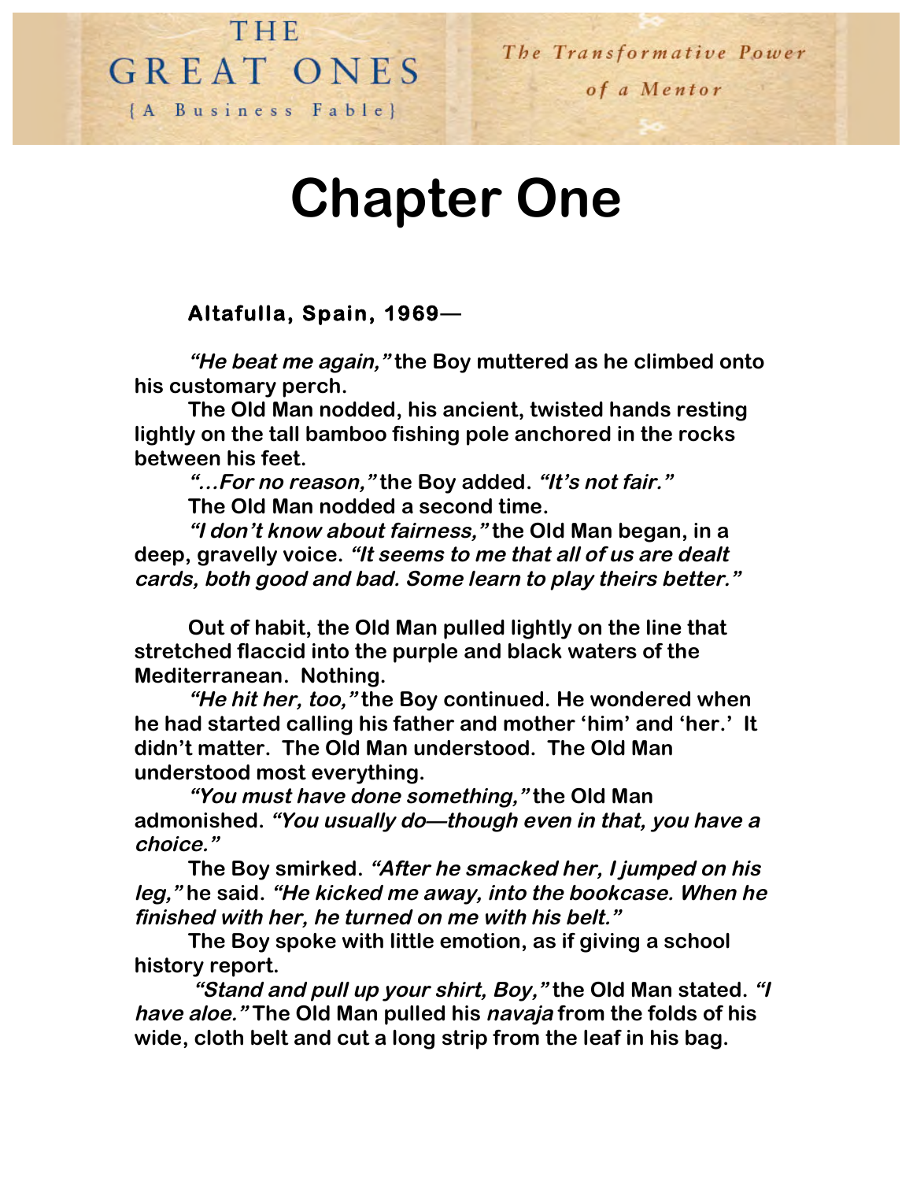# Chapter One

**Altafulla, Spain, 1969—**

***"He beat me again,"*** **the Boy muttered as he climbed onto his customary perch.**

**The Old Man nodded, his ancient, twisted hands resting lightly on the tall bamboo fishing pole anchored in the rocks between his feet.**

***"…For no reason,"*** **the Boy added.** ***"It's not fair."***

**The Old Man nodded a second time.**

***"I don't know about fairness,"*** **the Old Man began, in a deep, gravelly voice.** ***"It seems to me that all of us are dealt cards, both good and bad. Some learn to play theirs better."***

**Out of habit, the Old Man pulled lightly on the line that stretched flaccid into the purple and black waters of the Mediterranean. Nothing.**

***"He hit her, too,"*** **the Boy continued. He wondered when he had started calling his father and mother 'him' and 'her.' It didn't matter. The Old Man understood. The Old Man understood most everything.**

***"You must have done something,"*** **the Old Man admonished.** ***"You usually do—though even in that, you have a choice."***

**The Boy smirked.** ***"After he smacked her, I jumped on his leg,"*** **he said.** ***"He kicked me away, into the bookcase. When he finished with her, he turned on me with his belt."***

**The Boy spoke with little emotion, as if giving a school history report.**

***"Stand and pull up your shirt, Boy,"*** **the Old Man stated.** ***"I have aloe."*** **The Old Man pulled his** ***navaja*** **from the folds of his wide, cloth belt and cut a long strip from the leaf in his bag.**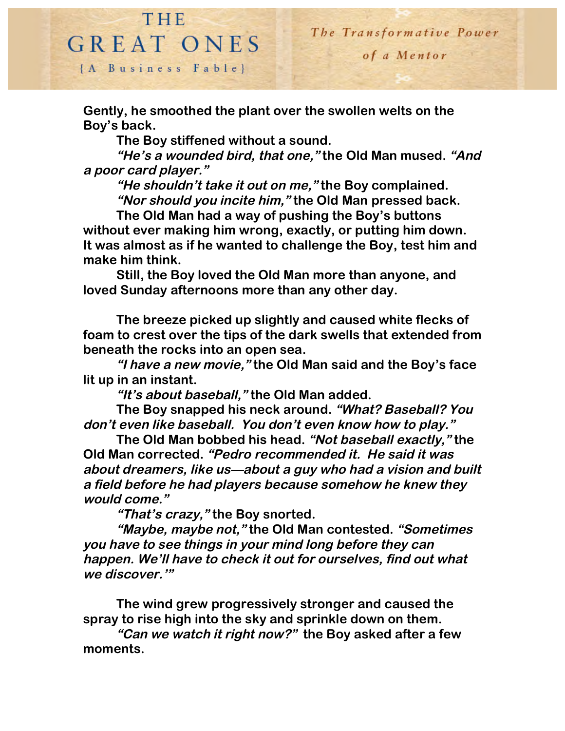Gently, he smoothed the plant over the swollen welts on the Boy's back.

The Boy stiffened without a sound.

*"He's a wounded bird, that one,"* the Old Man mused. *"And a poor card player."*

*"He shouldn't take it out on me,"* the Boy complained.

*"Nor should you incite him,"* the Old Man pressed back.

The Old Man had a way of pushing the Boy's buttons without ever making him wrong, exactly, or putting him down. It was almost as if he wanted to challenge the Boy, test him and make him think.

Still, the Boy loved the Old Man more than anyone, and loved Sunday afternoons more than any other day.

The breeze picked up slightly and caused white flecks of foam to crest over the tips of the dark swells that extended from beneath the rocks into an open sea.

*"I have a new movie,"* the Old Man said and the Boy's face lit up in an instant.

*"It's about baseball,"* the Old Man added.

The Boy snapped his neck around. *"What? Baseball? You don't even like baseball. You don't even know how to play."*

The Old Man bobbed his head. *"Not baseball exactly,"* the Old Man corrected. *"Pedro recommended it. He said it was about dreamers, like us—about a guy who had a vision and built a field before he had players because somehow he knew they would come."*

*"That's crazy,"* the Boy snorted.

*"Maybe, maybe not,"* the Old Man contested. *"Sometimes you have to see things in your mind long before they can happen. We'll have to check it out for ourselves, find out what we discover.'"*

The wind grew progressively stronger and caused the spray to rise high into the sky and sprinkle down on them.

*"Can we watch it right now?"* the Boy asked after a few moments.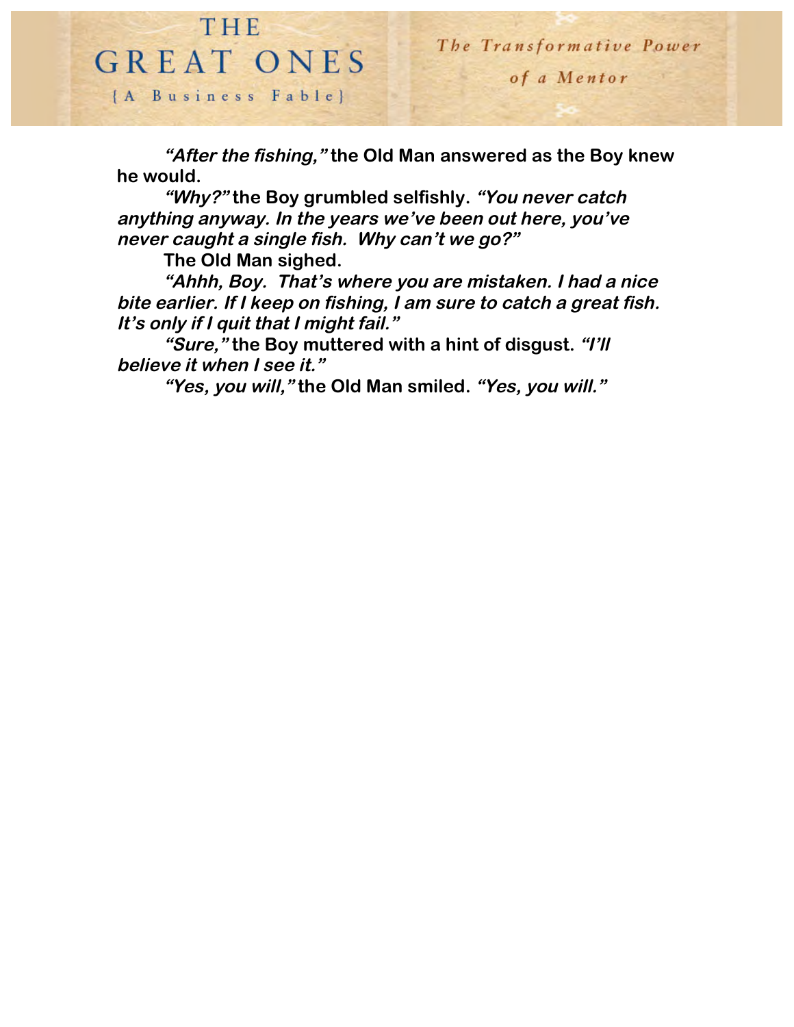*"After the fishing,"* **the Old Man answered as the Boy knew he would.**

*"Why?"* **the Boy grumbled selfishly.** *"You never catch anything anyway. In the years we've been out here, you've never caught a single fish. Why can't we go?"*

**The Old Man sighed.**

*"Ahhh, Boy. That's where you are mistaken. I had a nice bite earlier. If I keep on fishing, I am sure to catch a great fish. It's only if I quit that I might fail."*

*"Sure,"* **the Boy muttered with a hint of disgust.** *"I'll believe it when I see it."*

*"Yes, you will,"* **the Old Man smiled.** *"Yes, you will."*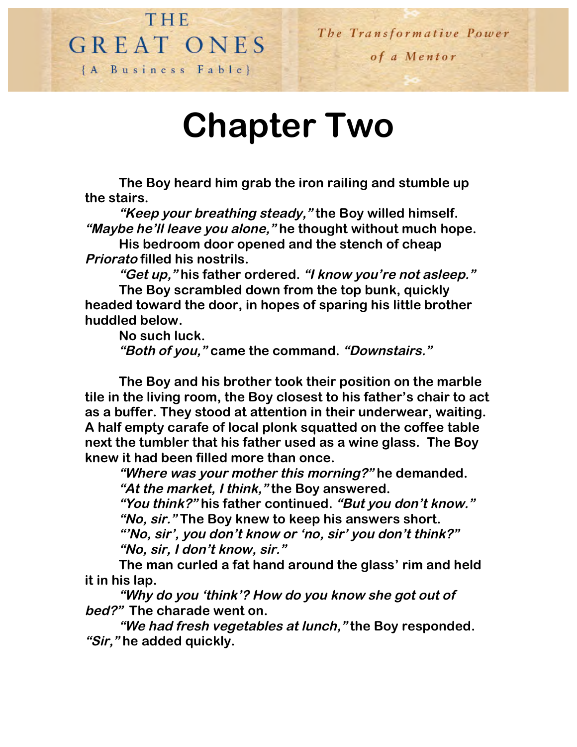# Chapter Two

The Boy heard him grab the iron railing and stumble up the stairs.

*"Keep your breathing steady,"* the Boy willed himself. *"Maybe he'll leave you alone,"* he thought without much hope.

His bedroom door opened and the stench of cheap *Priorato* filled his nostrils.

*"Get up,"* his father ordered. *"I know you're not asleep."*

The Boy scrambled down from the top bunk, quickly headed toward the door, in hopes of sparing his little brother huddled below.

No such luck.

*"Both of you,"* came the command. *"Downstairs."*

The Boy and his brother took their position on the marble tile in the living room, the Boy closest to his father's chair to act as a buffer. They stood at attention in their underwear, waiting. A half empty carafe of local plonk squatted on the coffee table next the tumbler that his father used as a wine glass. The Boy knew it had been filled more than once.

*"Where was your mother this morning?"* he demanded.

*"At the market, I think,"* the Boy answered.

*"You think?"* his father continued. *"But you don't know."*

*"No, sir."* The Boy knew to keep his answers short.

*"'No, sir', you don't know or 'no, sir' you don't think?"*

*"No, sir, I don't know, sir."*

The man curled a fat hand around the glass' rim and held it in his lap.

*"Why do you 'think'? How do you know she got out of bed?"* The charade went on.

*"We had fresh vegetables at lunch,"* the Boy responded. *"Sir,"* he added quickly.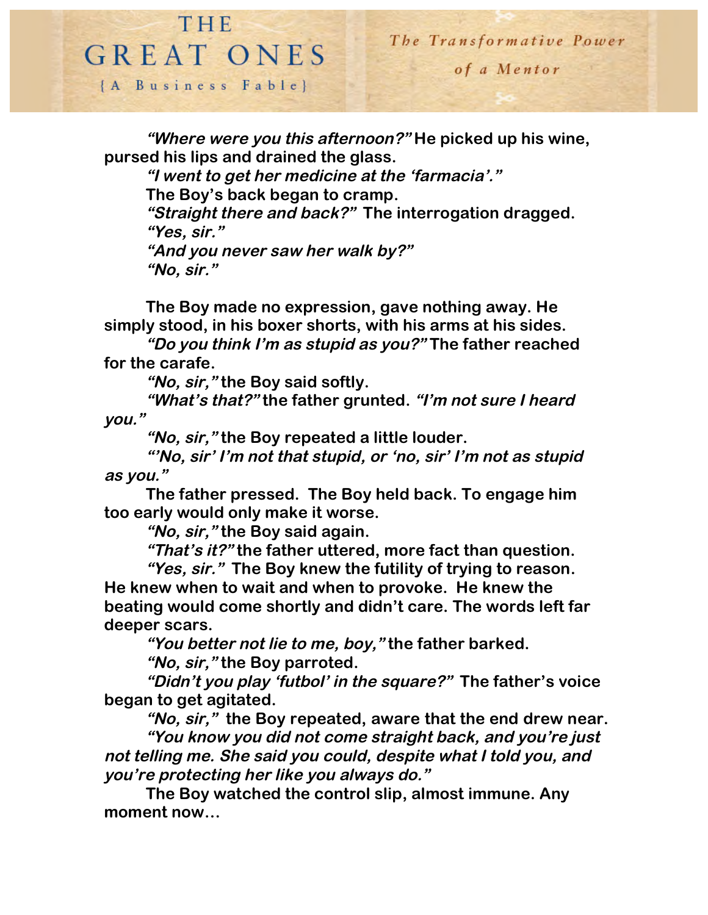*"Where were you this afternoon?"* He picked up his wine, pursed his lips and drained the glass.

*"I went to get her medicine at the 'farmacia'."*

The Boy's back began to cramp.

*"Straight there and back?"* The interrogation dragged.

*"Yes, sir."*

*"And you never saw her walk by?"*

*"No, sir."*

The Boy made no expression, gave nothing away. He simply stood, in his boxer shorts, with his arms at his sides.

*"Do you think I'm as stupid as you?"* The father reached for the carafe.

*"No, sir,"* the Boy said softly.

*"What's that?"* the father grunted. *"I'm not sure I heard you."*

*"No, sir,"* the Boy repeated a little louder.

*"'No, sir' I'm not that stupid, or 'no, sir' I'm not as stupid as you."*

The father pressed. The Boy held back. To engage him too early would only make it worse.

*"No, sir,"* the Boy said again.

*"That's it?"* the father uttered, more fact than question.

*"Yes, sir."* The Boy knew the futility of trying to reason. He knew when to wait and when to provoke. He knew the beating would come shortly and didn't care. The words left far deeper scars.

*"You better not lie to me, boy,"* the father barked.

*"No, sir,"* the Boy parroted.

*"Didn't you play 'futbol' in the square?"* The father's voice began to get agitated.

*"No, sir,"* the Boy repeated, aware that the end drew near.

*"You know you did not come straight back, and you're just not telling me. She said you could, despite what I told you, and you're protecting her like you always do."*

The Boy watched the control slip, almost immune. Any moment now…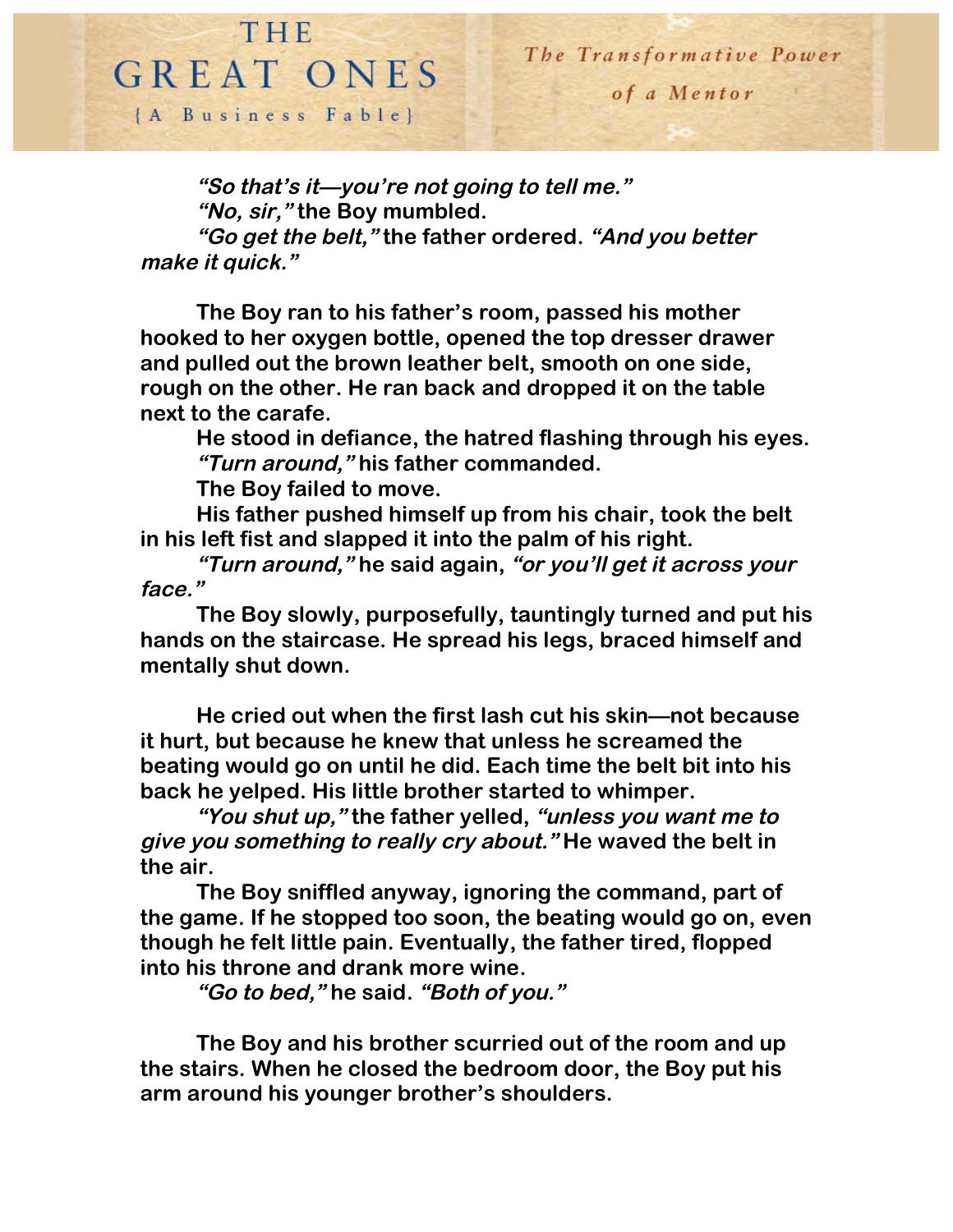*"So that's it—you're not going to tell me."*

*"No, sir,"* the Boy mumbled.

*"Go get the belt,"* the father ordered. *"And you better make it quick."*

The Boy ran to his father's room, passed his mother hooked to her oxygen bottle, opened the top dresser drawer and pulled out the brown leather belt, smooth on one side, rough on the other. He ran back and dropped it on the table next to the carafe.

He stood in defiance, the hatred flashing through his eyes.

*"Turn around,"* his father commanded.

The Boy failed to move.

His father pushed himself up from his chair, took the belt in his left fist and slapped it into the palm of his right.

*"Turn around,"* he said again, *"or you'll get it across your face."*

The Boy slowly, purposefully, tauntingly turned and put his hands on the staircase. He spread his legs, braced himself and mentally shut down.

He cried out when the first lash cut his skin—not because it hurt, but because he knew that unless he screamed the beating would go on until he did. Each time the belt bit into his back he yelped. His little brother started to whimper.

*"You shut up,"* the father yelled, *"unless you want me to give you something to really cry about."* He waved the belt in the air.

The Boy sniffled anyway, ignoring the command, part of the game. If he stopped too soon, the beating would go on, even though he felt little pain. Eventually, the father tired, flopped into his throne and drank more wine.

*"Go to bed,"* he said. *"Both of you."*

The Boy and his brother scurried out of the room and up the stairs. When he closed the bedroom door, the Boy put his arm around his younger brother's shoulders.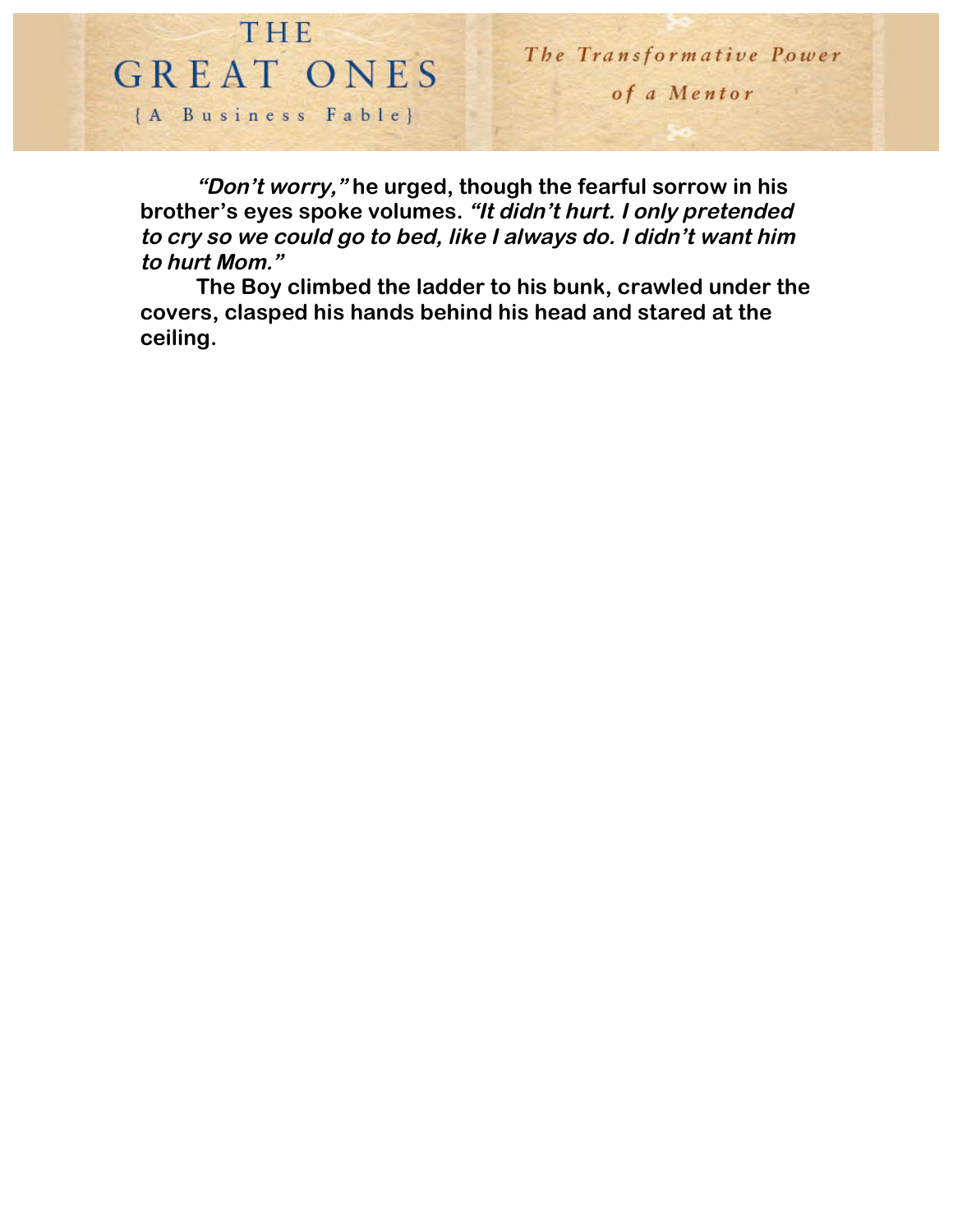***"Don't worry,"*** **he urged, though the fearful sorrow in his brother's eyes spoke volumes.** ***"It didn't hurt. I only pretended to cry so we could go to bed, like I always do. I didn't want him to hurt Mom."***

**The Boy climbed the ladder to his bunk, crawled under the covers, clasped his hands behind his head and stared at the ceiling.**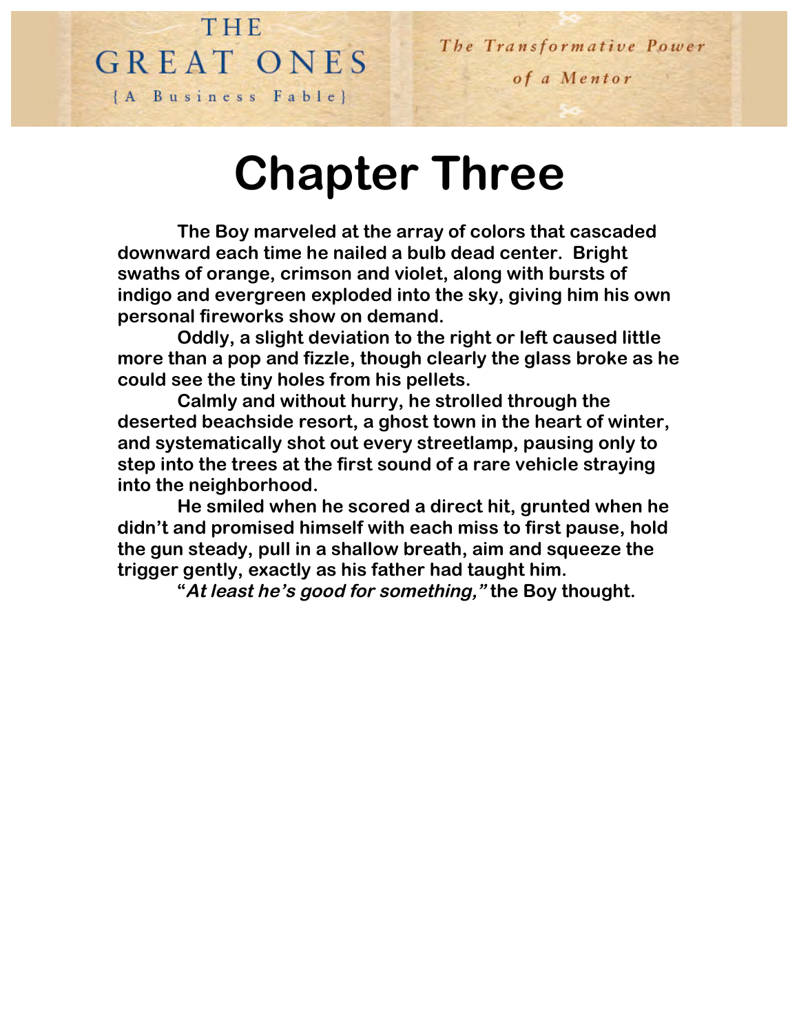# Chapter Three

**The Boy marveled at the array of colors that cascaded downward each time he nailed a bulb dead center. Bright swaths of orange, crimson and violet, along with bursts of indigo and evergreen exploded into the sky, giving him his own personal fireworks show on demand.**

**Oddly, a slight deviation to the right or left caused little more than a pop and fizzle, though clearly the glass broke as he could see the tiny holes from his pellets.**

**Calmly and without hurry, he strolled through the deserted beachside resort, a ghost town in the heart of winter, and systematically shot out every streetlamp, pausing only to step into the trees at the first sound of a rare vehicle straying into the neighborhood.**

**He smiled when he scored a direct hit, grunted when he didn't and promised himself with each miss to first pause, hold the gun steady, pull in a shallow breath, aim and squeeze the trigger gently, exactly as his father had taught him.**

**"*At least he's good for something,*" the Boy thought.**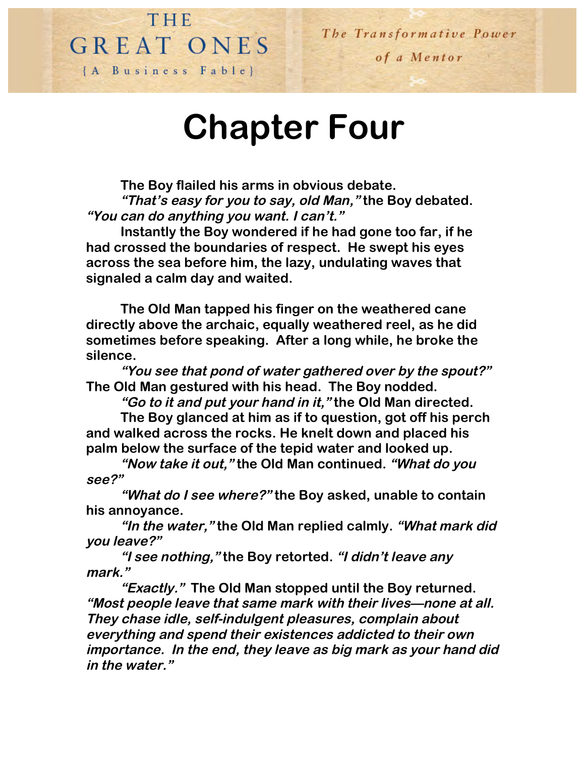# Chapter Four

The Boy flailed his arms in obvious debate.

***"That's easy for you to say, old Man,"*** **the Boy debated.** ***"You can do anything you want. I can't."***

**Instantly the Boy wondered if he had gone too far, if he had crossed the boundaries of respect. He swept his eyes across the sea before him, the lazy, undulating waves that signaled a calm day and waited.**

**The Old Man tapped his finger on the weathered cane directly above the archaic, equally weathered reel, as he did sometimes before speaking. After a long while, he broke the silence.**

***"You see that pond of water gathered over by the spout?"*** **The Old Man gestured with his head. The Boy nodded.**

***"Go to it and put your hand in it,"*** **the Old Man directed.**

**The Boy glanced at him as if to question, got off his perch and walked across the rocks. He knelt down and placed his palm below the surface of the tepid water and looked up.**

***"Now take it out,"*** **the Old Man continued.** ***"What do you see?"***

***"What do I see where?"*** **the Boy asked, unable to contain his annoyance.**

***"In the water,"*** **the Old Man replied calmly.** ***"What mark did you leave?"***

***"I see nothing,"*** **the Boy retorted.** ***"I didn't leave any mark."***

***"Exactly."*** **The Old Man stopped until the Boy returned.** ***"Most people leave that same mark with their lives—none at all. They chase idle, self-indulgent pleasures, complain about everything and spend their existences addicted to their own importance. In the end, they leave as big mark as your hand did in the water."***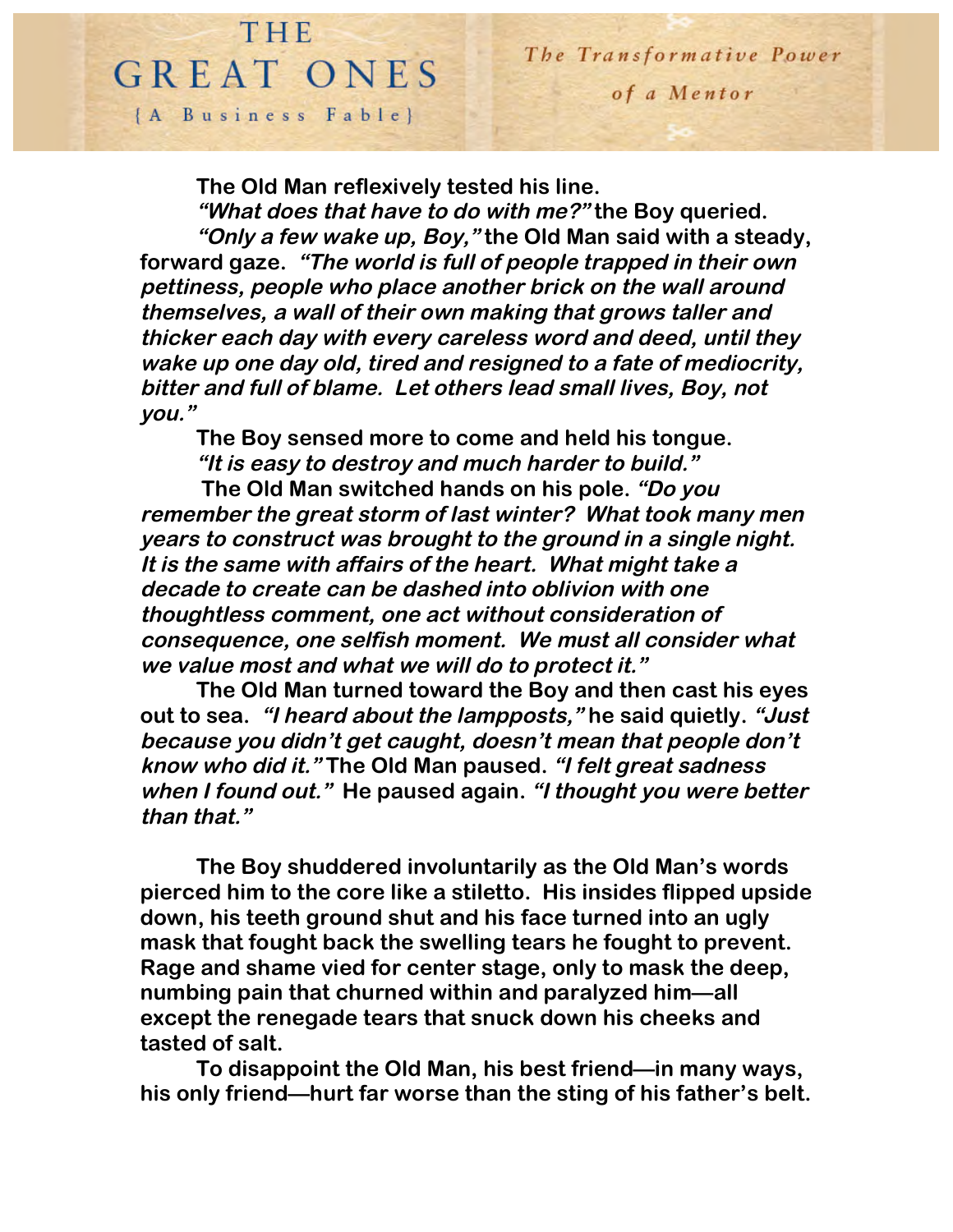The Old Man reflexively tested his line.

*"What does that have to do with me?"* the Boy queried.

*"Only a few wake up, Boy,"* the Old Man said with a steady, forward gaze. *"The world is full of people trapped in their own pettiness, people who place another brick on the wall around themselves, a wall of their own making that grows taller and thicker each day with every careless word and deed, until they wake up one day old, tired and resigned to a fate of mediocrity, bitter and full of blame. Let others lead small lives, Boy, not you."*

The Boy sensed more to come and held his tongue.

*"It is easy to destroy and much harder to build."*

The Old Man switched hands on his pole. *"Do you remember the great storm of last winter? What took many men years to construct was brought to the ground in a single night. It is the same with affairs of the heart. What might take a decade to create can be dashed into oblivion with one thoughtless comment, one act without consideration of consequence, one selfish moment. We must all consider what we value most and what we will do to protect it."*

The Old Man turned toward the Boy and then cast his eyes out to sea. *"I heard about the lampposts,"* he said quietly. *"Just because you didn't get caught, doesn't mean that people don't know who did it."* The Old Man paused. *"I felt great sadness when I found out."* He paused again. *"I thought you were better than that."*

The Boy shuddered involuntarily as the Old Man's words pierced him to the core like a stiletto. His insides flipped upside down, his teeth ground shut and his face turned into an ugly mask that fought back the swelling tears he fought to prevent. Rage and shame vied for center stage, only to mask the deep, numbing pain that churned within and paralyzed him—all except the renegade tears that snuck down his cheeks and tasted of salt.

To disappoint the Old Man, his best friend—in many ways, his only friend—hurt far worse than the sting of his father's belt.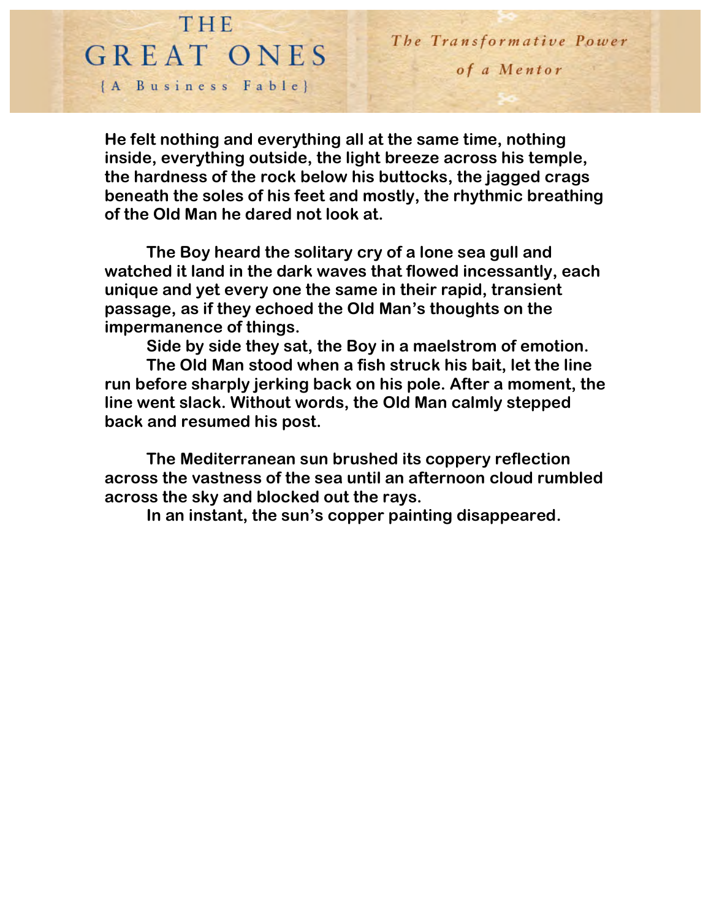He felt nothing and everything all at the same time, nothing inside, everything outside, the light breeze across his temple, the hardness of the rock below his buttocks, the jagged crags beneath the soles of his feet and mostly, the rhythmic breathing of the Old Man he dared not look at.

The Boy heard the solitary cry of a lone sea gull and watched it land in the dark waves that flowed incessantly, each unique and yet every one the same in their rapid, transient passage, as if they echoed the Old Man's thoughts on the impermanence of things.

Side by side they sat, the Boy in a maelstrom of emotion.

The Old Man stood when a fish struck his bait, let the line run before sharply jerking back on his pole. After a moment, the line went slack. Without words, the Old Man calmly stepped back and resumed his post.

The Mediterranean sun brushed its coppery reflection across the vastness of the sea until an afternoon cloud rumbled across the sky and blocked out the rays.

In an instant, the sun's copper painting disappeared.